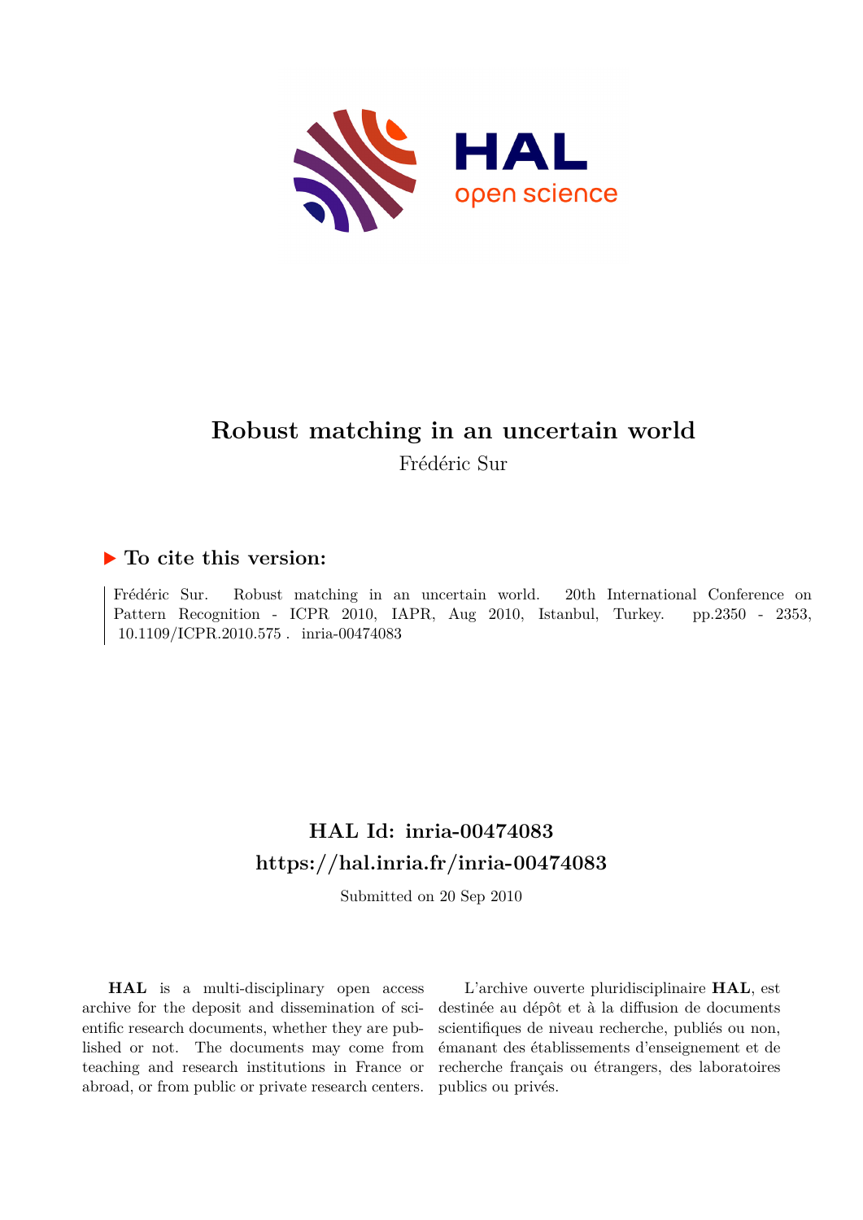HAL open science

# Robust matching in an uncertain world

Frédéric Sur

## ▶ To cite this version:

Frédéric Sur. Robust matching in an uncertain world. 20th International Conference on Pattern Recognition - ICPR 2010, IAPR, Aug 2010, Istanbul, Turkey. pp.2350 - 2353, 10.1109/ICPR.2010.575 . inria-00474083

## HAL Id: inria-00474083
## https://hal.inria.fr/inria-00474083

Submitted on 20 Sep 2010

**HAL** is a multi-disciplinary open access archive for the deposit and dissemination of scientific research documents, whether they are published or not. The documents may come from teaching and research institutions in France or abroad, or from public or private research centers.

L'archive ouverte pluridisciplinaire **HAL**, est destinée au dépôt et à la diffusion de documents scientifiques de niveau recherche, publiés ou non, émanant des établissements d'enseignement et de recherche français ou étrangers, des laboratoires publics ou privés.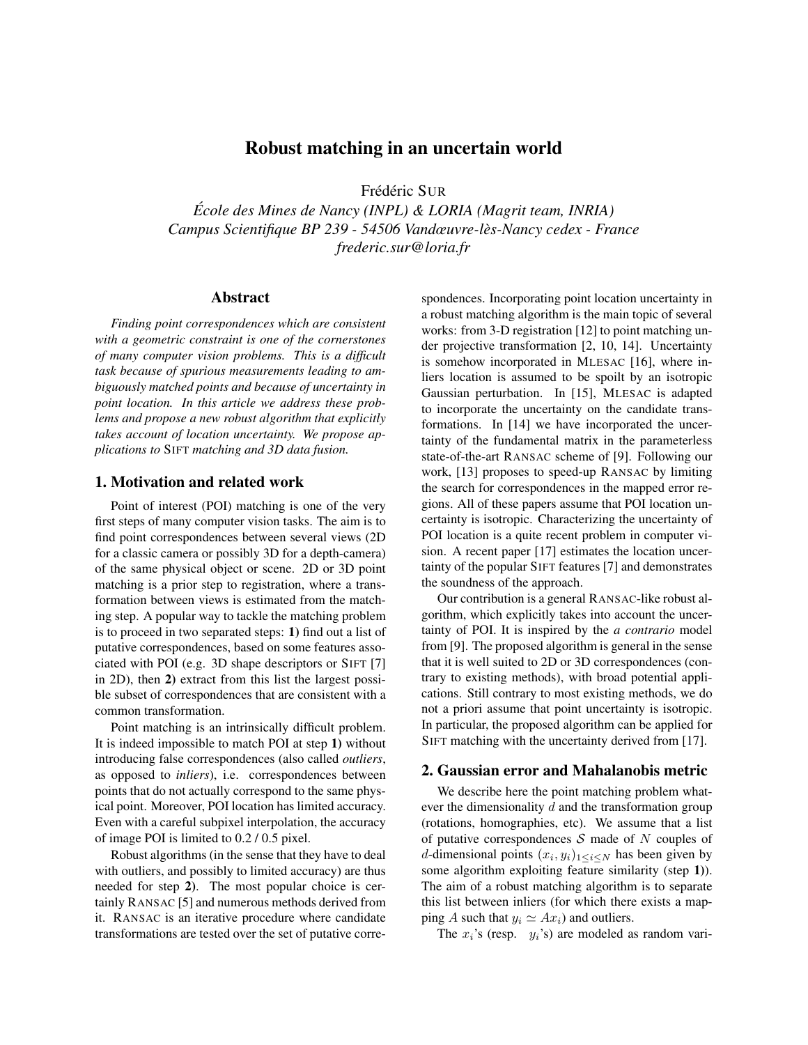# Robust matching in an uncertain world

Frédéric SUR

*École des Mines de Nancy (INPL) & LORIA (Magrit team, INRIA)*
*Campus Scientifique BP 239 - 54506 Vandœuvre-lès-Nancy cedex - France*
*frederic.sur@loria.fr*

## Abstract

*Finding point correspondences which are consistent with a geometric constraint is one of the cornerstones of many computer vision problems. This is a difficult task because of spurious measurements leading to ambiguously matched points and because of uncertainty in point location. In this article we address these problems and propose a new robust algorithm that explicitly takes account of location uncertainty. We propose applications to* SIFT *matching and 3D data fusion.*

## 1. Motivation and related work

Point of interest (POI) matching is one of the very first steps of many computer vision tasks. The aim is to find point correspondences between several views (2D for a classic camera or possibly 3D for a depth-camera) of the same physical object or scene. 2D or 3D point matching is a prior step to registration, where a transformation between views is estimated from the matching step. A popular way to tackle the matching problem is to proceed in two separated steps: **1)** find out a list of putative correspondences, based on some features associated with POI (e.g. 3D shape descriptors or SIFT [7] in 2D), then **2)** extract from this list the largest possible subset of correspondences that are consistent with a common transformation.

Point matching is an intrinsically difficult problem. It is indeed impossible to match POI at step **1)** without introducing false correspondences (also called *outliers*, as opposed to *inliers*), i.e. correspondences between points that do not actually correspond to the same physical point. Moreover, POI location has limited accuracy. Even with a careful subpixel interpolation, the accuracy of image POI is limited to 0.2 / 0.5 pixel.

Robust algorithms (in the sense that they have to deal with outliers, and possibly to limited accuracy) are thus needed for step **2)**. The most popular choice is certainly RANSAC [5] and numerous methods derived from it. RANSAC is an iterative procedure where candidate transformations are tested over the set of putative correspondences. Incorporating point location uncertainty in a robust matching algorithm is the main topic of several works: from 3-D registration [12] to point matching under projective transformation [2, 10, 14]. Uncertainty is somehow incorporated in MLESAC [16], where inliers location is assumed to be spoilt by an isotropic Gaussian perturbation. In [15], MLESAC is adapted to incorporate the uncertainty on the candidate transformations. In [14] we have incorporated the uncertainty of the fundamental matrix in the parameterless state-of-the-art RANSAC scheme of [9]. Following our work, [13] proposes to speed-up RANSAC by limiting the search for correspondences in the mapped error regions. All of these papers assume that POI location uncertainty is isotropic. Characterizing the uncertainty of POI location is a quite recent problem in computer vision. A recent paper [17] estimates the location uncertainty of the popular SIFT features [7] and demonstrates the soundness of the approach.

Our contribution is a general RANSAC-like robust algorithm, which explicitly takes into account the uncertainty of POI. It is inspired by the *a contrario* model from [9]. The proposed algorithm is general in the sense that it is well suited to 2D or 3D correspondences (contrary to existing methods), with broad potential applications. Still contrary to most existing methods, we do not a priori assume that point uncertainty is isotropic. In particular, the proposed algorithm can be applied for SIFT matching with the uncertainty derived from [17].

## 2. Gaussian error and Mahalanobis metric

We describe here the point matching problem whatever the dimensionality $d$ and the transformation group (rotations, homographies, etc). We assume that a list of putative correspondences $\mathcal{S}$ made of $N$ couples of $d$-dimensional points $(x_i, y_i)_{1 \leq i \leq N}$ has been given by some algorithm exploiting feature similarity (step **1)**). The aim of a robust matching algorithm is to separate this list between inliers (for which there exists a mapping $A$ such that $y_i \simeq Ax_i$) and outliers.

The $x_i$'s (resp. $y_i$'s) are modeled as random vari-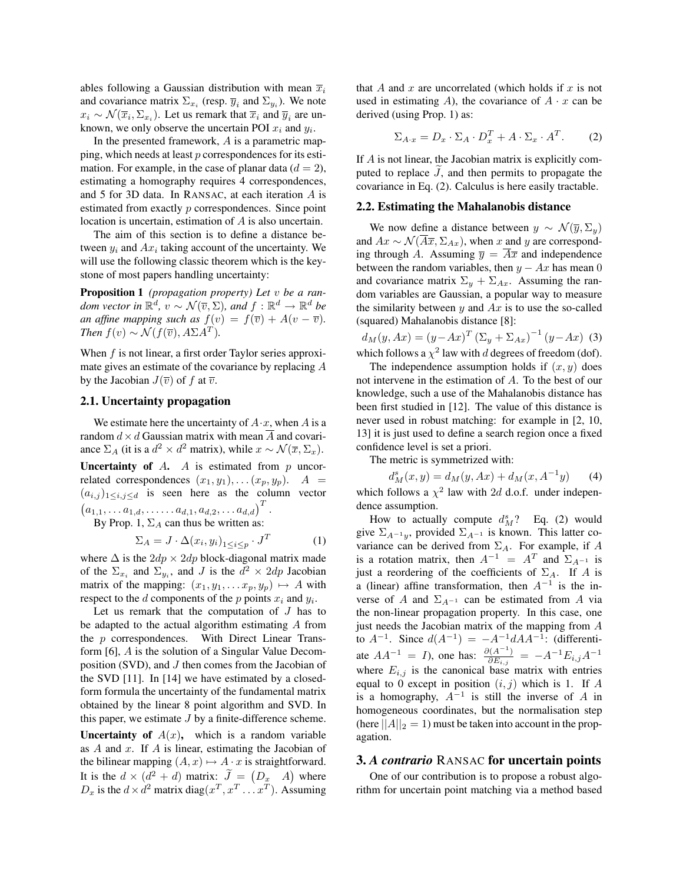ables following a Gaussian distribution with mean $\overline{x}_i$ and covariance matrix $\Sigma_{x_i}$ (resp. $\overline{y}_i$ and $\Sigma_{y_i}$). We note $x_i \sim \mathcal{N}(\overline{x}_i, \Sigma_{x_i})$. Let us remark that $\overline{x}_i$ and $\overline{y}_i$ are unknown, we only observe the uncertain POI $x_i$ and $y_i$.

In the presented framework, $A$ is a parametric mapping, which needs at least $p$ correspondences for its estimation. For example, in the case of planar data ($d = 2$), estimating a homography requires 4 correspondences, and 5 for 3D data. In RANSAC, at each iteration $A$ is estimated from exactly $p$ correspondences. Since point location is uncertain, estimation of $A$ is also uncertain.

The aim of this section is to define a distance between $y_i$ and $Ax_i$ taking account of the uncertainty. We will use the following classic theorem which is the keystone of most papers handling uncertainty:

**Proposition 1** *(propagation property) Let $v$ be a random vector in $\mathbb{R}^d$, $v \sim \mathcal{N}(\overline{v}, \Sigma)$, and $f : \mathbb{R}^d \to \mathbb{R}^d$ be an affine mapping such as $f(v) = f(\overline{v}) + A(v - \overline{v})$. Then $f(v) \sim \mathcal{N}(f(\overline{v}), A\Sigma A^T)$.*

When $f$ is not linear, a first order Taylor series approximate gives an estimate of the covariance by replacing $A$ by the Jacobian $J(\overline{v})$ of $f$ at $\overline{v}$.

### 2.1. Uncertainty propagation

We estimate here the uncertainty of $A \cdot x$, when $A$ is a random $d \times d$ Gaussian matrix with mean $\overline{A}$ and covariance $\Sigma_A$ (it is a $d^2 \times d^2$ matrix), while $x \sim \mathcal{N}(\overline{x}, \Sigma_x)$.

**Uncertainty of $A$.** $A$ is estimated from $p$ uncorrelated correspondences $(x_1, y_1), \dots (x_p, y_p)$. $A = (a_{i,j})_{1 \le i,j \le d}$ is seen here as the column vector $\left(a_{1,1}, \dots a_{1,d}, \dots \dots a_{d,1}, a_{d,2}, \dots a_{d,d}\right)^T$.

By Prop. 1, $\Sigma_A$ can thus be written as:

$$\Sigma_A = J \cdot \Delta(x_i, y_i)_{1 \le i \le p} \cdot J^T \qquad (1)$$

where $\Delta$ is the $2dp \times 2dp$ block-diagonal matrix made of the $\Sigma_{x_i}$ and $\Sigma_{y_i}$, and $J$ is the $d^2 \times 2dp$ Jacobian matrix of the mapping: $(x_1, y_1, \dots x_p, y_p) \mapsto A$ with respect to the $d$ components of the $p$ points $x_i$ and $y_i$.

Let us remark that the computation of $J$ has to be adapted to the actual algorithm estimating $A$ from the $p$ correspondences. With Direct Linear Transform [6], $A$ is the solution of a Singular Value Decomposition (SVD), and $J$ then comes from the Jacobian of the SVD [11]. In [14] we have estimated by a closed-form formula the uncertainty of the fundamental matrix obtained by the linear 8 point algorithm and SVD. In this paper, we estimate $J$ by a finite-difference scheme.

**Uncertainty of $A(x)$,** which is a random variable as $A$ and $x$. If $A$ is linear, estimating the Jacobian of the bilinear mapping $(A, x) \mapsto A \cdot x$ is straightforward. It is the $d \times (d^2 + d)$ matrix: $\widetilde{J} = \begin{pmatrix} D_x & A \end{pmatrix}$ where $D_x$ is the $d \times d^2$ matrix $\mathrm{diag}(x^T, x^T \dots x^T)$. Assuming that $A$ and $x$ are uncorrelated (which holds if $x$ is not used in estimating $A$), the covariance of $A \cdot x$ can be derived (using Prop. 1) as:

$$\Sigma_{A \cdot x} = D_x \cdot \Sigma_A \cdot D_x^T + A \cdot \Sigma_x \cdot A^T. \qquad (2)$$

If $A$ is not linear, the Jacobian matrix is explicitly computed to replace $\widetilde{J}$, and then permits to propagate the covariance in Eq. (2). Calculus is here easily tractable.

### 2.2. Estimating the Mahalanobis distance

We now define a distance between $y \sim \mathcal{N}(\overline{y}, \Sigma_y)$ and $Ax \sim \mathcal{N}(\overline{A x}, \Sigma_{Ax})$, when $x$ and $y$ are corresponding through $A$. Assuming $\overline{y} = \overline{A x}$ and independence between the random variables, then $y - Ax$ has mean 0 and covariance matrix $\Sigma_y + \Sigma_{Ax}$. Assuming the random variables are Gaussian, a popular way to measure the similarity between $y$ and $Ax$ is to use the so-called (squared) Mahalanobis distance [8]:

$$d_M(y, Ax) = (y - Ax)^T \left(\Sigma_y + \Sigma_{Ax}\right)^{-1} (y - Ax) \quad (3)$$

which follows a $\chi^2$ law with $d$ degrees of freedom (dof).

The independence assumption holds if $(x, y)$ does not intervene in the estimation of $A$. To the best of our knowledge, such a use of the Mahalanobis distance has been first studied in [12]. The value of this distance is never used in robust matching: for example in [2, 10, 13] it is just used to define a search region once a fixed confidence level is set a priori.

The metric is symmetrized with:

$$d_M^s(x, y) = d_M(y, Ax) + d_M(x, A^{-1}y) \qquad (4)$$

which follows a $\chi^2$ law with $2d$ d.o.f. under independence assumption.

How to actually compute $d_M^s$? Eq. (2) would give $\Sigma_{A^{-1}y}$, provided $\Sigma_{A^{-1}}$ is known. This latter covariance can be derived from $\Sigma_A$. For example, if $A$ is a rotation matrix, then $A^{-1} = A^T$ and $\Sigma_{A^{-1}}$ is just a reordering of the coefficients of $\Sigma_A$. If $A$ is a (linear) affine transformation, then $A^{-1}$ is the inverse of $A$ and $\Sigma_{A^{-1}}$ can be estimated from $A$ via the non-linear propagation property. In this case, one just needs the Jacobian matrix of the mapping from $A$ to $A^{-1}$. Since $d(A^{-1}) = -A^{-1} dA A^{-1}$: (differentiate $AA^{-1} = I$), one has: $\frac{\partial (A^{-1})}{\partial E_{i,j}} = -A^{-1} E_{i,j} A^{-1}$ where $E_{i,j}$ is the canonical base matrix with entries equal to 0 except in position $(i, j)$ which is 1. If $A$ is a homography, $A^{-1}$ is still the inverse of $A$ in homogeneous coordinates, but the normalisation step (here $||A||_2 = 1$) must be taken into account in the propagation.

## 3. *A contrario* RANSAC for uncertain points

One of our contribution is to propose a robust algorithm for uncertain point matching via a method based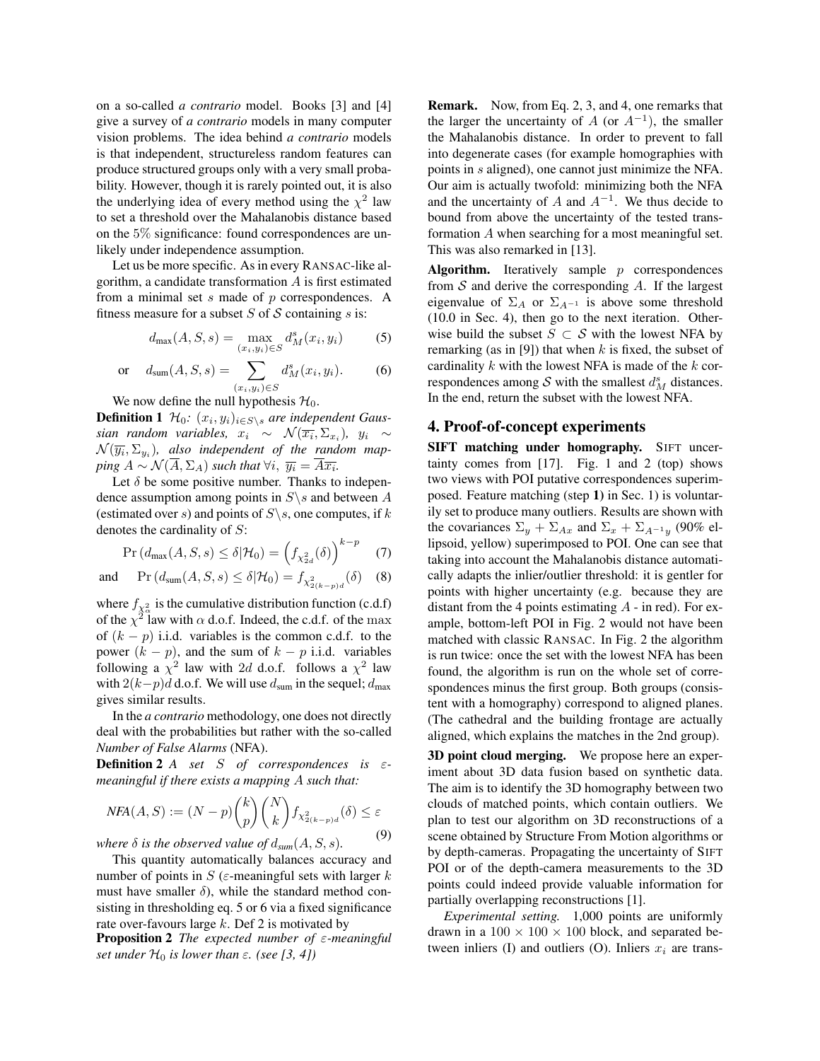on a so-called *a contrario* model. Books [3] and [4] give a survey of *a contrario* models in many computer vision problems. The idea behind *a contrario* models is that independent, structureless random features can produce structured groups only with a very small probability. However, though it is rarely pointed out, it is also the underlying idea of every method using the $\chi^2$ law to set a threshold over the Mahalanobis distance based on the 5% significance: found correspondences are unlikely under independence assumption.

Let us be more specific. As in every RANSAC-like algorithm, a candidate transformation $A$ is first estimated from a minimal set $s$ made of $p$ correspondences. A fitness measure for a subset $S$ of $\mathcal{S}$ containing $s$ is:

$$d_{\max}(A, S, s) = \max_{(x_i, y_i) \in S} d_M^s(x_i, y_i) \tag{5}$$

$$\text{or} \quad d_{\text{sum}}(A, S, s) = \sum_{(x_i, y_i) \in S} d_M^s(x_i, y_i). \tag{6}$$

We now define the null hypothesis $\mathcal{H}_0$.

**Definition 1** *$\mathcal{H}_0$: $(x_i, y_i)_{i \in S \setminus s}$ are independent Gaussian random variables, $x_i \sim \mathcal{N}(\overline{x_i}, \Sigma_{x_i})$, $y_i \sim \mathcal{N}(\overline{y_i}, \Sigma_{y_i})$, also independent of the random mapping $A \sim \mathcal{N}(\overline{A}, \Sigma_A)$ such that $\forall i$, $\overline{y_i} = \overline{A}\overline{x_i}$.*

Let $\delta$ be some positive number. Thanks to independence assumption among points in $S \setminus s$ and between $A$ (estimated over $s$) and points of $S \setminus s$, one computes, if $k$ denotes the cardinality of $S$:

$$\Pr\left(d_{\max}(A, S, s) \leq \delta | \mathcal{H}_0\right) = \left(f_{\chi^2_{2d}}(\delta)\right)^{k-p} \tag{7}$$

$$\text{and} \quad \Pr\left(d_{\text{sum}}(A, S, s) \leq \delta | \mathcal{H}_0\right) = f_{\chi^2_{2(k-p)d}}(\delta) \tag{8}$$

where $f_{\chi^2_\alpha}$ is the cumulative distribution function (c.d.f) of the $\chi^2$ law with $\alpha$ d.o.f. Indeed, the c.d.f. of the max of $(k-p)$ i.i.d. variables is the common c.d.f. to the power $(k-p)$, and the sum of $k-p$ i.i.d. variables following a $\chi^2$ law with $2d$ d.o.f. follows a $\chi^2$ law with $2(k-p)d$ d.o.f. We will use $d_{\text{sum}}$ in the sequel; $d_{\max}$ gives similar results.

In the *a contrario* methodology, one does not directly deal with the probabilities but rather with the so-called *Number of False Alarms* (NFA).

**Definition 2** *A set $S$ of correspondences is $\varepsilon$-meaningful if there exists a mapping $A$ such that:*

$$\textit{NFA}(A, S) := (N-p)\binom{k}{p}\binom{N}{k} f_{\chi^2_{2(k-p)d}}(\delta) \leq \varepsilon \tag{9}$$

*where $\delta$ is the observed value of $d_{\text{sum}}(A, S, s)$.*

This quantity automatically balances accuracy and number of points in $S$ ($\varepsilon$-meaningful sets with larger $k$ must have smaller $\delta$), while the standard method consisting in thresholding eq. 5 or 6 via a fixed significance rate over-favours large $k$. Def 2 is motivated by

**Proposition 2** *The expected number of $\varepsilon$-meaningful set under $\mathcal{H}_0$ is lower than $\varepsilon$. (see [3, 4])*

**Remark.** Now, from Eq. 2, 3, and 4, one remarks that the larger the uncertainty of $A$ (or $A^{-1}$), the smaller the Mahalanobis distance. In order to prevent to fall into degenerate cases (for example homographies with points in $s$ aligned), one cannot just minimize the NFA. Our aim is actually twofold: minimizing both the NFA and the uncertainty of $A$ and $A^{-1}$. We thus decide to bound from above the uncertainty of the tested transformation $A$ when searching for a most meaningful set. This was also remarked in [13].

**Algorithm.** Iteratively sample $p$ correspondences from $\mathcal{S}$ and derive the corresponding $A$. If the largest eigenvalue of $\Sigma_A$ or $\Sigma_{A^{-1}}$ is above some threshold (10.0 in Sec. 4), then go to the next iteration. Otherwise build the subset $S \subset \mathcal{S}$ with the lowest NFA by remarking (as in [9]) that when $k$ is fixed, the subset of cardinality $k$ with the lowest NFA is made of the $k$ correspondences among $\mathcal{S}$ with the smallest $d_M^s$ distances. In the end, return the subset with the lowest NFA.

## 4. Proof-of-concept experiments

**SIFT matching under homography.** SIFT uncertainty comes from [17]. Fig. 1 and 2 (top) shows two views with POI putative correspondences superimposed. Feature matching (step **1)** in Sec. 1) is voluntarily set to produce many outliers. Results are shown with the covariances $\Sigma_y + \Sigma_{Ax}$ and $\Sigma_x + \Sigma_{A^{-1}y}$ (90% ellipsoid, yellow) superimposed to POI. One can see that taking into account the Mahalanobis distance automatically adapts the inlier/outlier threshold: it is gentler for points with higher uncertainty (e.g. because they are distant from the 4 points estimating $A$ - in red). For example, bottom-left POI in Fig. 2 would not have been matched with classic RANSAC. In Fig. 2 the algorithm is run twice: once the set with the lowest NFA has been found, the algorithm is run on the whole set of correspondences minus the first group. Both groups (consistent with a homography) correspond to aligned planes. (The cathedral and the building frontage are actually aligned, which explains the matches in the 2nd group).

**3D point cloud merging.** We propose here an experiment about 3D data fusion based on synthetic data. The aim is to identify the 3D homography between two clouds of matched points, which contain outliers. We plan to test our algorithm on 3D reconstructions of a scene obtained by Structure From Motion algorithms or by depth-cameras. Propagating the uncertainty of SIFT POI or of the depth-camera measurements to the 3D points could indeed provide valuable information for partially overlapping reconstructions [1].

*Experimental setting.* 1,000 points are uniformly drawn in a $100 \times 100 \times 100$ block, and separated between inliers (I) and outliers (O). Inliers $x_i$ are trans-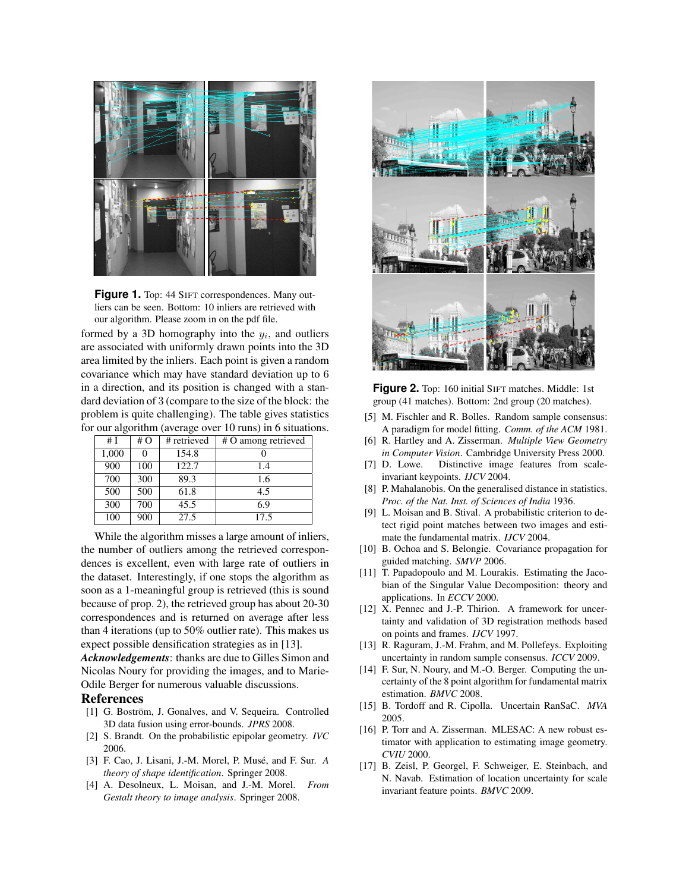Figure 1. Top: 44 SIFT correspondences. Many outliers can be seen. Bottom: 10 inliers are retrieved with our algorithm. Please zoom in on the pdf file.

formed by a 3D homography into the $y_i$, and outliers are associated with uniformly drawn points into the 3D area limited by the inliers. Each point is given a random covariance which may have standard deviation up to 6 in a direction, and its position is changed with a standard deviation of 3 (compare to the size of the block: the problem is quite challenging). The table gives statistics for our algorithm (average over 10 runs) in 6 situations.

| # I | # O | # retrieved | # O among retrieved |
|---|---|---|---|
| 1,000 | 0 | 154.8 | 0 |
| 900 | 100 | 122.7 | 1.4 |
| 700 | 300 | 89.3 | 1.6 |
| 500 | 500 | 61.8 | 4.5 |
| 300 | 700 | 45.5 | 6.9 |
| 100 | 900 | 27.5 | 17.5 |

While the algorithm misses a large amount of inliers, the number of outliers among the retrieved correspondences is excellent, even with large rate of outliers in the dataset. Interestingly, if one stops the algorithm as soon as a 1-meaningful group is retrieved (this is sound because of prop. 2), the retrieved group has about 20-30 correspondences and is returned on average after less than 4 iterations (up to 50% outlier rate). This makes us expect possible densification strategies as in [13].

***Acknowledgements***: thanks are due to Gilles Simon and Nicolas Noury for providing the images, and to Marie-Odile Berger for numerous valuable discussions.

## References

[1] G. Boström, J. Gonalves, and V. Sequeira. Controlled 3D data fusion using error-bounds. *JPRS* 2008.

[2] S. Brandt. On the probabilistic epipolar geometry. *IVC* 2006.

[3] F. Cao, J. Lisani, J.-M. Morel, P. Musé, and F. Sur. *A theory of shape identification*. Springer 2008.

[4] A. Desolneux, L. Moisan, and J.-M. Morel. *From Gestalt theory to image analysis*. Springer 2008.

Figure 2. Top: 160 initial SIFT matches. Middle: 1st group (41 matches). Bottom: 2nd group (20 matches).

[5] M. Fischler and R. Bolles. Random sample consensus: A paradigm for model fitting. *Comm. of the ACM* 1981.

[6] R. Hartley and A. Zisserman. *Multiple View Geometry in Computer Vision*. Cambridge University Press 2000.

[7] D. Lowe. Distinctive image features from scale-invariant keypoints. *IJCV* 2004.

[8] P. Mahalanobis. On the generalised distance in statistics. *Proc. of the Nat. Inst. of Sciences of India* 1936.

[9] L. Moisan and B. Stival. A probabilistic criterion to detect rigid point matches between two images and estimate the fundamental matrix. *IJCV* 2004.

[10] B. Ochoa and S. Belongie. Covariance propagation for guided matching. *SMVP* 2006.

[11] T. Papadopoulo and M. Lourakis. Estimating the Jacobian of the Singular Value Decomposition: theory and applications. In *ECCV* 2000.

[12] X. Pennec and J.-P. Thirion. A framework for uncertainty and validation of 3D registration methods based on points and frames. *IJCV* 1997.

[13] R. Raguram, J.-M. Frahm, and M. Pollefeys. Exploiting uncertainty in random sample consensus. *ICCV* 2009.

[14] F. Sur, N. Noury, and M.-O. Berger. Computing the uncertainty of the 8 point algorithm for fundamental matrix estimation. *BMVC* 2008.

[15] B. Tordoff and R. Cipolla. Uncertain RanSaC. *MVA* 2005.

[16] P. Torr and A. Zisserman. MLESAC: A new robust estimator with application to estimating image geometry. *CVIU* 2000.

[17] B. Zeisl, P. Georgel, F. Schweiger, E. Steinbach, and N. Navab. Estimation of location uncertainty for scale invariant feature points. *BMVC* 2009.